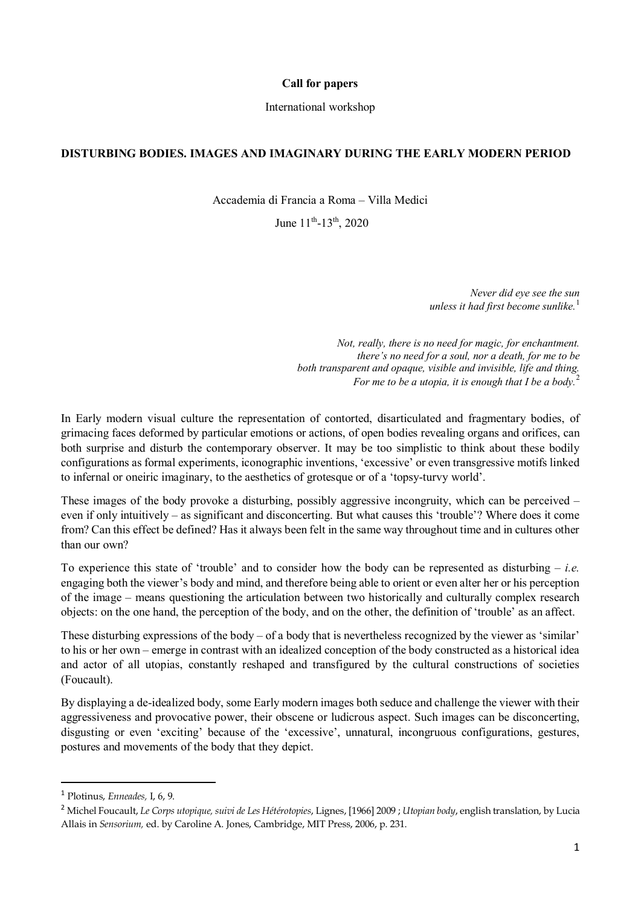**Call for papers**

International workshop

# DISTURBING BODIES. IMAGES AND IMAGINARY DURING THE EARLY MODERN PERIOD

Accademia di Francia a Roma – Villa Medici

June 11th-13th, 2020

*Never did eye see the sun*
*unless it had first become sunlike.*[1]

*Not, really, there is no need for magic, for enchantment.*
*there's no need for a soul, nor a death, for me to be*
*both transparent and opaque, visible and invisible, life and thing.*
*For me to be a utopia, it is enough that I be a body.*[2]

In Early modern visual culture the representation of contorted, disarticulated and fragmentary bodies, of grimacing faces deformed by particular emotions or actions, of open bodies revealing organs and orifices, can both surprise and disturb the contemporary observer. It may be too simplistic to think about these bodily configurations as formal experiments, iconographic inventions, 'excessive' or even transgressive motifs linked to infernal or oneiric imaginary, to the aesthetics of grotesque or of a 'topsy-turvy world'.

These images of the body provoke a disturbing, possibly aggressive incongruity, which can be perceived – even if only intuitively – as significant and disconcerting. But what causes this 'trouble'? Where does it come from? Can this effect be defined? Has it always been felt in the same way throughout time and in cultures other than our own?

To experience this state of 'trouble' and to consider how the body can be represented as disturbing – *i.e.* engaging both the viewer's body and mind, and therefore being able to orient or even alter her or his perception of the image – means questioning the articulation between two historically and culturally complex research objects: on the one hand, the perception of the body, and on the other, the definition of 'trouble' as an affect.

These disturbing expressions of the body – of a body that is nevertheless recognized by the viewer as 'similar' to his or her own – emerge in contrast with an idealized conception of the body constructed as a historical idea and actor of all utopias, constantly reshaped and transfigured by the cultural constructions of societies (Foucault).

By displaying a de-idealized body, some Early modern images both seduce and challenge the viewer with their aggressiveness and provocative power, their obscene or ludicrous aspect. Such images can be disconcerting, disgusting or even 'exciting' because of the 'excessive', unnatural, incongruous configurations, gestures, postures and movements of the body that they depict.

---

[1] Plotinus, *Enneades,* I, 6, 9.

[2] Michel Foucault, *Le Corps utopique, suivi de Les Hétérotopies*, Lignes, [1966] 2009 ; *Utopian body*, english translation, by Lucia Allais in *Sensorium,* ed. by Caroline A. Jones, Cambridge, MIT Press, 2006, p. 231.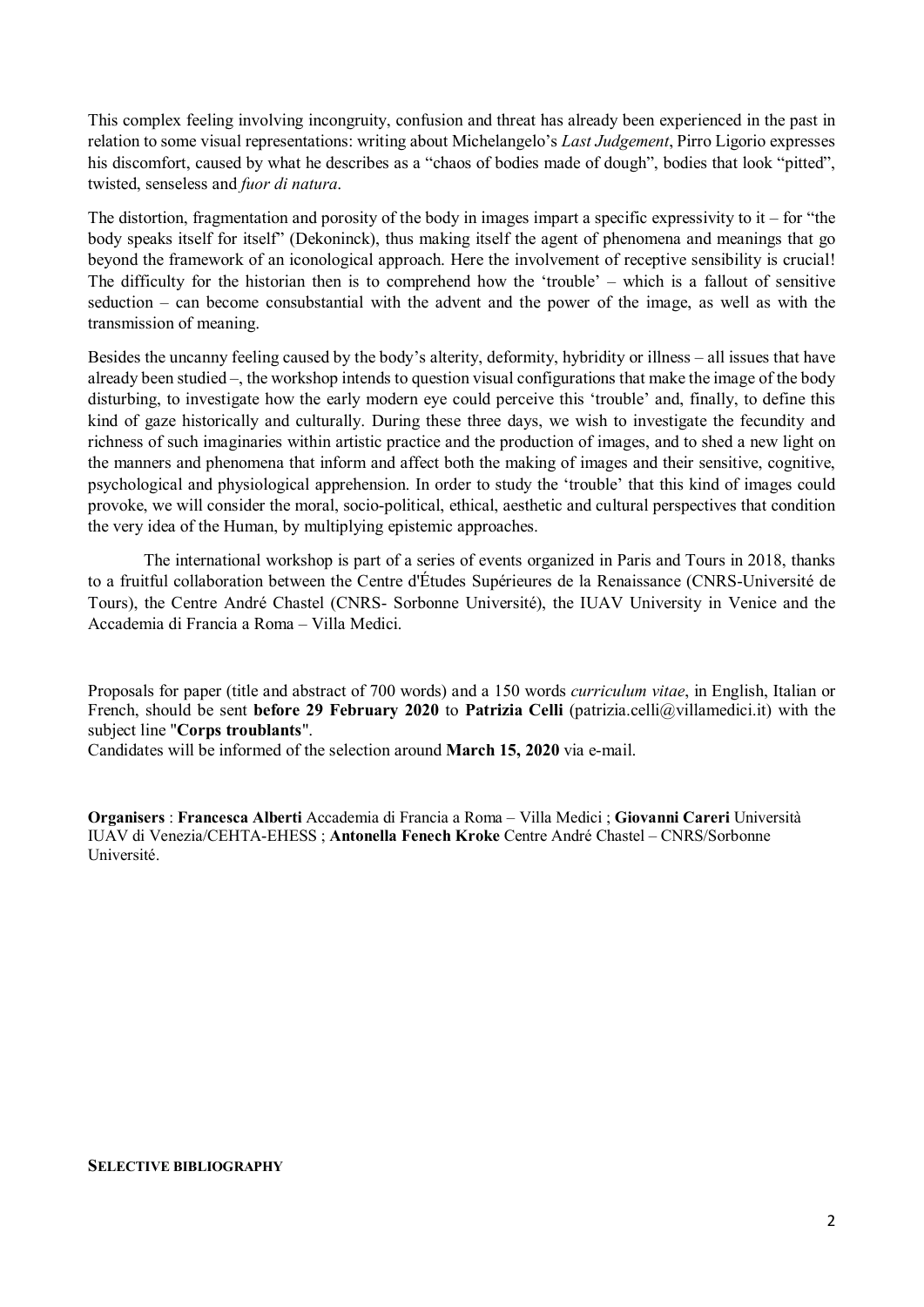This complex feeling involving incongruity, confusion and threat has already been experienced in the past in relation to some visual representations: writing about Michelangelo's *Last Judgement*, Pirro Ligorio expresses his discomfort, caused by what he describes as a "chaos of bodies made of dough", bodies that look "pitted", twisted, senseless and *fuor di natura*.

The distortion, fragmentation and porosity of the body in images impart a specific expressivity to it – for "the body speaks itself for itself" (Dekoninck), thus making itself the agent of phenomena and meanings that go beyond the framework of an iconological approach. Here the involvement of receptive sensibility is crucial! The difficulty for the historian then is to comprehend how the 'trouble' – which is a fallout of sensitive seduction – can become consubstantial with the advent and the power of the image, as well as with the transmission of meaning.

Besides the uncanny feeling caused by the body's alterity, deformity, hybridity or illness – all issues that have already been studied –, the workshop intends to question visual configurations that make the image of the body disturbing, to investigate how the early modern eye could perceive this 'trouble' and, finally, to define this kind of gaze historically and culturally. During these three days, we wish to investigate the fecundity and richness of such imaginaries within artistic practice and the production of images, and to shed a new light on the manners and phenomena that inform and affect both the making of images and their sensitive, cognitive, psychological and physiological apprehension. In order to study the 'trouble' that this kind of images could provoke, we will consider the moral, socio-political, ethical, aesthetic and cultural perspectives that condition the very idea of the Human, by multiplying epistemic approaches.

The international workshop is part of a series of events organized in Paris and Tours in 2018, thanks to a fruitful collaboration between the Centre d'Études Supérieures de la Renaissance (CNRS-Université de Tours), the Centre André Chastel (CNRS- Sorbonne Université), the IUAV University in Venice and the Accademia di Francia a Roma – Villa Medici.

Proposals for paper (title and abstract of 700 words) and a 150 words *curriculum vitae*, in English, Italian or French, should be sent **before 29 February 2020** to **Patrizia Celli** (patrizia.celli@villamedici.it) with the subject line "**Corps troublants**".
Candidates will be informed of the selection around **March 15, 2020** via e-mail.

**Organisers** : **Francesca Alberti** Accademia di Francia a Roma – Villa Medici ; **Giovanni Careri** Università IUAV di Venezia/CEHTA-EHESS ; **Antonella Fenech Kroke** Centre André Chastel – CNRS/Sorbonne Université.

**SELECTIVE BIBLIOGRAPHY**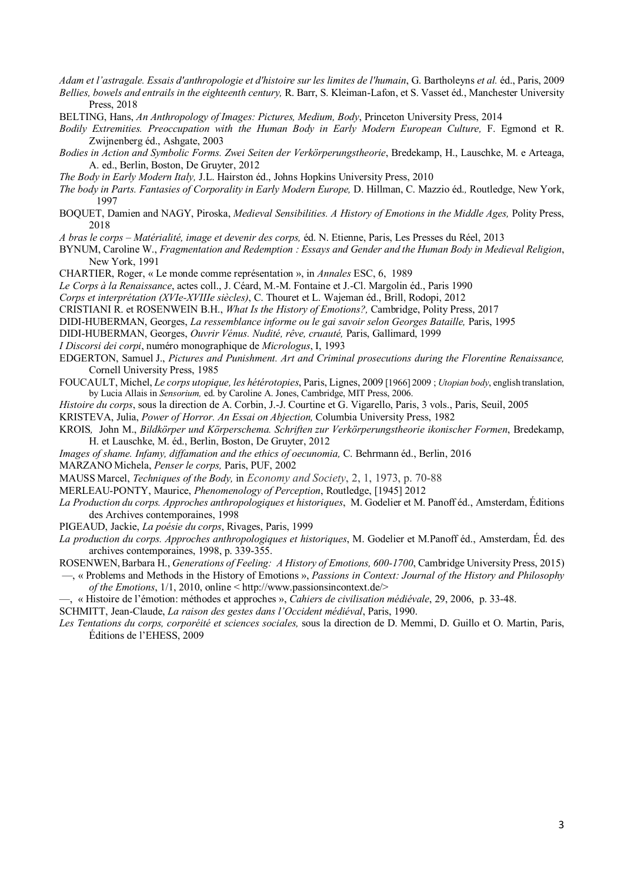*Adam et l'astragale. Essais d'anthropologie et d'histoire sur les limites de l'humain*, G. Bartholeyns *et al.* éd., Paris, 2009

*Bellies, bowels and entrails in the eighteenth century,* R. Barr, S. Kleiman-Lafon, et S. Vasset éd., Manchester University Press, 2018

BELTING, Hans, *An Anthropology of Images: Pictures, Medium, Body*, Princeton University Press, 2014

*Bodily Extremities. Preoccupation with the Human Body in Early Modern European Culture,* F. Egmond et R. Zwijnenberg éd., Ashgate, 2003

*Bodies in Action and Symbolic Forms. Zwei Seiten der Verkörperungstheorie*, Bredekamp, H., Lauschke, M. e Arteaga, A. ed., Berlin, Boston, De Gruyter, 2012

*The Body in Early Modern Italy,* J.L. Hairston éd., Johns Hopkins University Press, 2010

*The body in Parts. Fantasies of Corporality in Early Modern Europe,* D. Hillman, C. Mazzio éd., Routledge, New York, 1997

BOQUET, Damien and NAGY, Piroska, *Medieval Sensibilities. A History of Emotions in the Middle Ages,* Polity Press, 2018

*A bras le corps – Matérialité, image et devenir des corps,* éd. N. Etienne, Paris, Les Presses du Réel, 2013

BYNUM, Caroline W., *Fragmentation and Redemption : Essays and Gender and the Human Body in Medieval Religion*, New York, 1991

CHARTIER, Roger, « Le monde comme représentation », in *Annales* ESC, 6, 1989

*Le Corps à la Renaissance*, actes coll., J. Céard, M.-M. Fontaine et J.-Cl. Margolin éd., Paris 1990

*Corps et interprétation (XVIe-XVIIIe siècles)*, C. Thouret et L. Wajeman éd., Brill, Rodopi, 2012

CRISTIANI R. et ROSENWEIN B.H., *What Is the History of Emotions?,* Cambridge, Polity Press, 2017

DIDI-HUBERMAN, Georges, *La ressemblance informe ou le gai savoir selon Georges Bataille,* Paris, 1995

DIDI-HUBERMAN, Georges, *Ouvrir Vénus. Nudité, rêve, cruauté,* Paris, Gallimard, 1999

*I Discorsi dei corpi*, numéro monographique de *Micrologus*, I, 1993

EDGERTON, Samuel J., *Pictures and Punishment. Art and Criminal prosecutions during the Florentine Renaissance,* Cornell University Press, 1985

FOUCAULT, Michel, *Le corps utopique, les hétérotopies*, Paris, Lignes, 2009 [1966] 2009 ; *Utopian body*, english translation, by Lucia Allais in *Sensorium,* ed. by Caroline A. Jones, Cambridge, MIT Press, 2006.

*Histoire du corps*, sous la direction de A. Corbin, J.-J. Courtine et G. Vigarello, Paris, 3 vols., Paris, Seuil, 2005

KRISTEVA, Julia, *Power of Horror. An Essai on Abjection,* Columbia University Press, 1982

KROIS, John M., *Bildkörper und Körperschema. Schriften zur Verkörperungstheorie ikonischer Formen*, Bredekamp, H. et Lauschke, M. éd., Berlin, Boston, De Gruyter, 2012

*Images of shame. Infamy, diffamation and the ethics of oecunomia,* C. Behrmann éd., Berlin, 2016

MARZANO Michela, *Penser le corps,* Paris, PUF, 2002

MAUSS Marcel, *Techniques of the Body,* in *Economy and Society*, 2, 1, 1973, p. 70-88

MERLEAU-PONTY, Maurice, *Phenomenology of Perception*, Routledge, [1945] 2012

*La Production du corps. Approches anthropologiques et historiques*, M. Godelier et M. Panoff éd., Amsterdam, Éditions des Archives contemporaines, 1998

PIGEAUD, Jackie, *La poésie du corps*, Rivages, Paris, 1999

*La production du corps. Approches anthropologiques et historiques*, M. Godelier et M.Panoff éd., Amsterdam, Éd. des archives contemporaines, 1998, p. 339-355.

ROSENWEN, Barbara H., *Generations of Feeling: A History of Emotions, 600-1700*, Cambridge University Press, 2015)

—, « Problems and Methods in the History of Emotions », *Passions in Context: Journal of the History and Philosophy of the Emotions*, 1/1, 2010, online < http://www.passionsincontext.de/>

—, « Histoire de l'émotion: méthodes et approches », *Cahiers de civilisation médiévale*, 29, 2006, p. 33-48.

SCHMITT, Jean-Claude, *La raison des gestes dans l'Occident médiéval*, Paris, 1990.

*Les Tentations du corps, corporéité et sciences sociales,* sous la direction de D. Memmi, D. Guillo et O. Martin, Paris, Éditions de l'EHESS, 2009